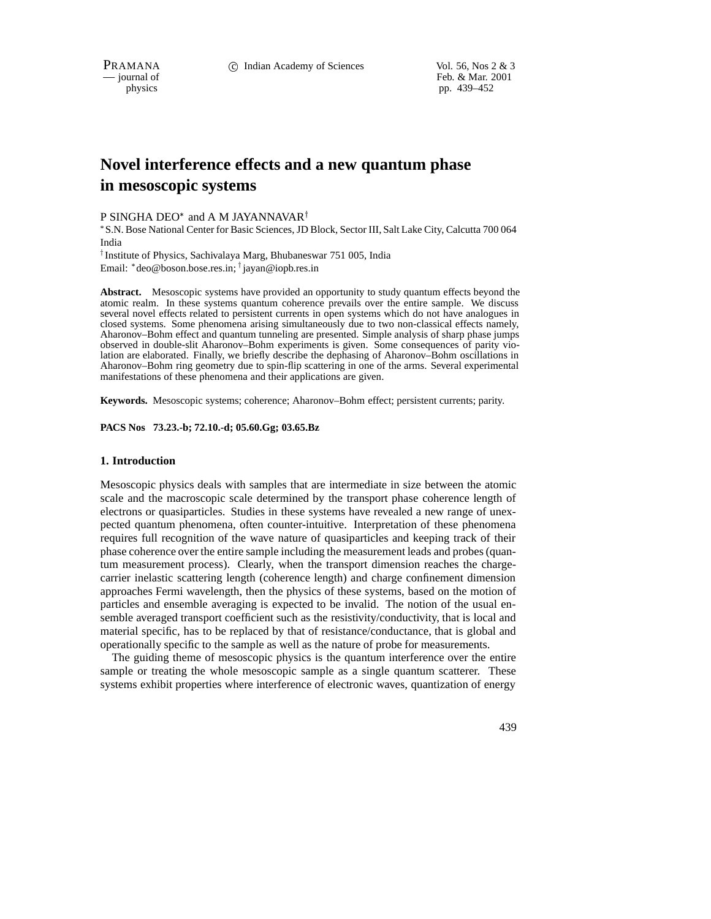# Novel interference effects and a new quantum phase in mesoscopic systems

P SINGHA DEO[*] and A M JAYANNAVAR[†]

[*] S.N. Bose National Center for Basic Sciences, JD Block, Sector III, Salt Lake City, Calcutta 700 064 India

[†] Institute of Physics, Sachivalaya Marg, Bhubaneswar 751 005, India

Email: [*] deo@boson.bose.res.in; [†] jayan@iopb.res.in

**Abstract.** Mesoscopic systems have provided an opportunity to study quantum effects beyond the atomic realm. In these systems quantum coherence prevails over the entire sample. We discuss several novel effects related to persistent currents in open systems which do not have analogues in closed systems. Some phenomena arising simultaneously due to two non-classical effects namely, Aharonov–Bohm effect and quantum tunneling are presented. Simple analysis of sharp phase jumps observed in double-slit Aharonov–Bohm experiments is given. Some consequences of parity violation are elaborated. Finally, we briefly describe the dephasing of Aharonov–Bohm oscillations in Aharonov–Bohm ring geometry due to spin-flip scattering in one of the arms. Several experimental manifestations of these phenomena and their applications are given.

**Keywords.** Mesoscopic systems; coherence; Aharonov–Bohm effect; persistent currents; parity.

**PACS Nos 73.23.-b; 72.10.-d; 05.60.Gg; 03.65.Bz**

## 1. Introduction

Mesoscopic physics deals with samples that are intermediate in size between the atomic scale and the macroscopic scale determined by the transport phase coherence length of electrons or quasiparticles. Studies in these systems have revealed a new range of unexpected quantum phenomena, often counter-intuitive. Interpretation of these phenomena requires full recognition of the wave nature of quasiparticles and keeping track of their phase coherence over the entire sample including the measurement leads and probes (quantum measurement process). Clearly, when the transport dimension reaches the charge-carrier inelastic scattering length (coherence length) and charge confinement dimension approaches Fermi wavelength, then the physics of these systems, based on the motion of particles and ensemble averaging is expected to be invalid. The notion of the usual ensemble averaged transport coefficient such as the resistivity/conductivity, that is local and material specific, has to be replaced by that of resistance/conductance, that is global and operationally specific to the sample as well as the nature of probe for measurements.

The guiding theme of mesoscopic physics is the quantum interference over the entire sample or treating the whole mesoscopic sample as a single quantum scatterer. These systems exhibit properties where interference of electronic waves, quantization of energy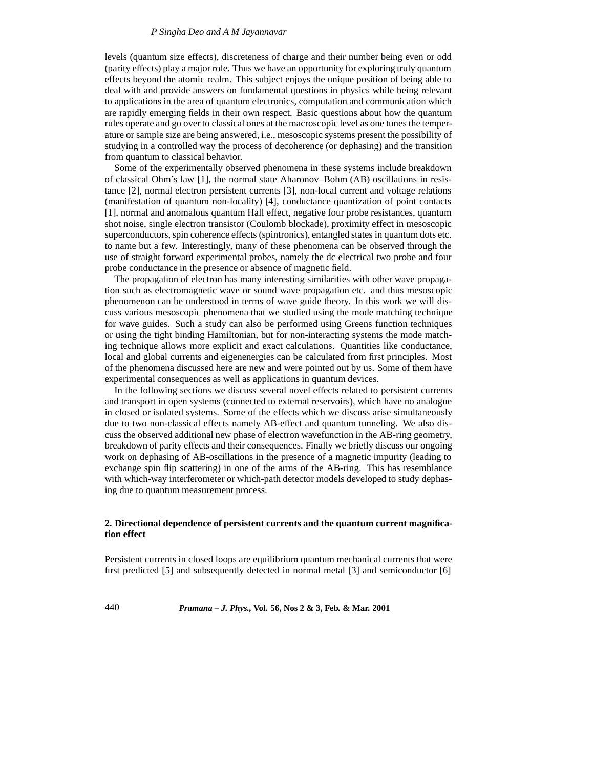levels (quantum size effects), discreteness of charge and their number being even or odd (parity effects) play a major role. Thus we have an opportunity for exploring truly quantum effects beyond the atomic realm. This subject enjoys the unique position of being able to deal with and provide answers on fundamental questions in physics while being relevant to applications in the area of quantum electronics, computation and communication which are rapidly emerging fields in their own respect. Basic questions about how the quantum rules operate and go over to classical ones at the macroscopic level as one tunes the temperature or sample size are being answered, i.e., mesoscopic systems present the possibility of studying in a controlled way the process of decoherence (or dephasing) and the transition from quantum to classical behavior.

Some of the experimentally observed phenomena in these systems include breakdown of classical Ohm's law [1], the normal state Aharonov–Bohm (AB) oscillations in resistance [2], normal electron persistent currents [3], non-local current and voltage relations (manifestation of quantum non-locality) [4], conductance quantization of point contacts [1], normal and anomalous quantum Hall effect, negative four probe resistances, quantum shot noise, single electron transistor (Coulomb blockade), proximity effect in mesoscopic superconductors, spin coherence effects (spintronics), entangled states in quantum dots etc. to name but a few. Interestingly, many of these phenomena can be observed through the use of straight forward experimental probes, namely the dc electrical two probe and four probe conductance in the presence or absence of magnetic field.

The propagation of electron has many interesting similarities with other wave propagation such as electromagnetic wave or sound wave propagation etc. and thus mesoscopic phenomenon can be understood in terms of wave guide theory. In this work we will discuss various mesoscopic phenomena that we studied using the mode matching technique for wave guides. Such a study can also be performed using Greens function techniques or using the tight binding Hamiltonian, but for non-interacting systems the mode matching technique allows more explicit and exact calculations. Quantities like conductance, local and global currents and eigenenergies can be calculated from first principles. Most of the phenomena discussed here are new and were pointed out by us. Some of them have experimental consequences as well as applications in quantum devices.

In the following sections we discuss several novel effects related to persistent currents and transport in open systems (connected to external reservoirs), which have no analogue in closed or isolated systems. Some of the effects which we discuss arise simultaneously due to two non-classical effects namely AB-effect and quantum tunneling. We also discuss the observed additional new phase of electron wavefunction in the AB-ring geometry, breakdown of parity effects and their consequences. Finally we briefly discuss our ongoing work on dephasing of AB-oscillations in the presence of a magnetic impurity (leading to exchange spin flip scattering) in one of the arms of the AB-ring. This has resemblance with which-way interferometer or which-path detector models developed to study dephasing due to quantum measurement process.

## 2. Directional dependence of persistent currents and the quantum current magnification effect

Persistent currents in closed loops are equilibrium quantum mechanical currents that were first predicted [5] and subsequently detected in normal metal [3] and semiconductor [6]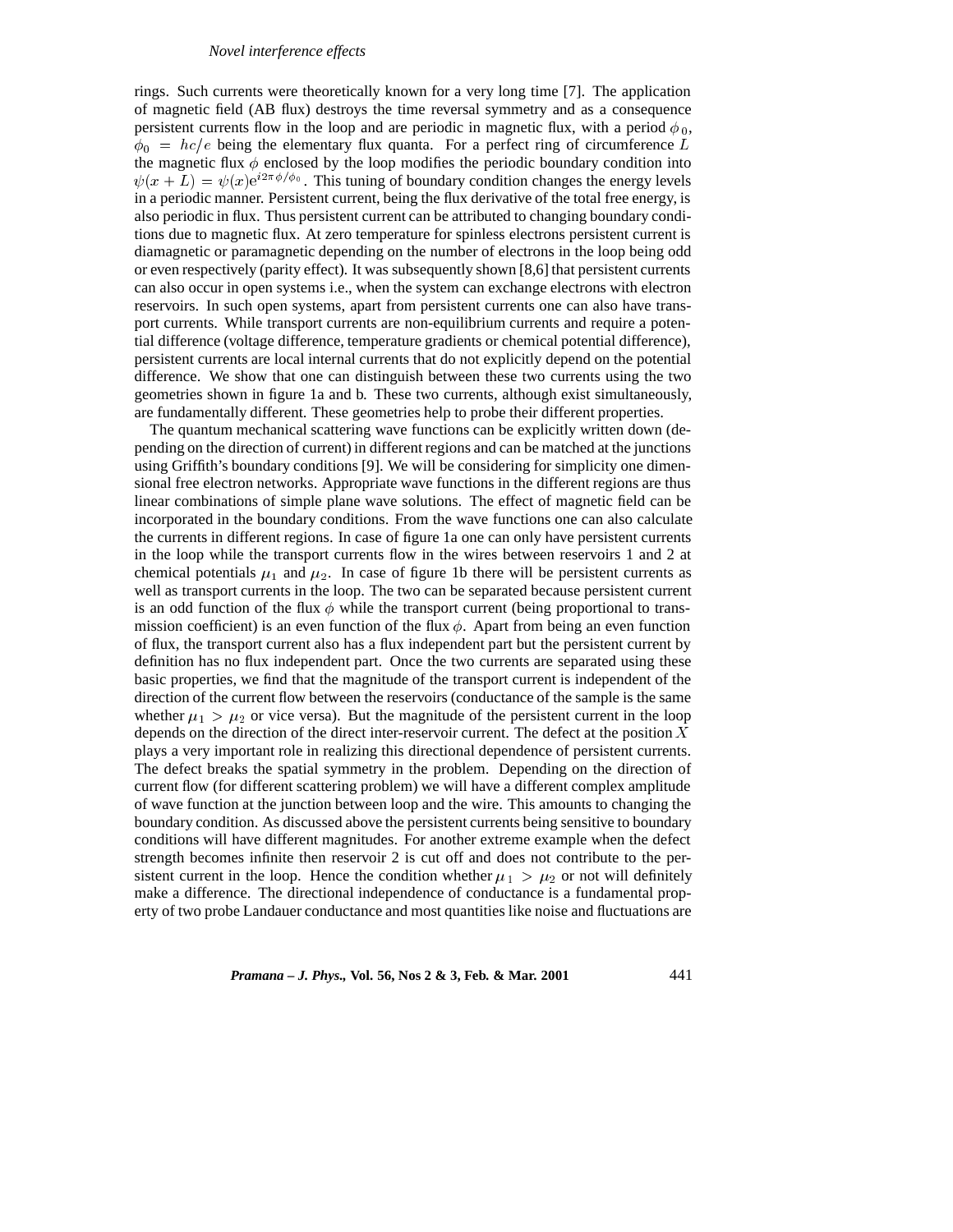rings. Such currents were theoretically known for a very long time [7]. The application of magnetic field (AB flux) destroys the time reversal symmetry and as a consequence persistent currents flow in the loop and are periodic in magnetic flux, with a period $\phi_0$, $\phi_0 = hc/e$ being the elementary flux quanta. For a perfect ring of circumference $L$ the magnetic flux $\phi$ enclosed by the loop modifies the periodic boundary condition into $\psi(x+L) = \psi(x)\mathrm{e}^{i2\pi\phi/\phi_0}$. This tuning of boundary condition changes the energy levels in a periodic manner. Persistent current, being the flux derivative of the total free energy, is also periodic in flux. Thus persistent current can be attributed to changing boundary conditions due to magnetic flux. At zero temperature for spinless electrons persistent current is diamagnetic or paramagnetic depending on the number of electrons in the loop being odd or even respectively (parity effect). It was subsequently shown [8,6] that persistent currents can also occur in open systems i.e., when the system can exchange electrons with electron reservoirs. In such open systems, apart from persistent currents one can also have transport currents. While transport currents are non-equilibrium currents and require a potential difference (voltage difference, temperature gradients or chemical potential difference), persistent currents are local internal currents that do not explicitly depend on the potential difference. We show that one can distinguish between these two currents using the two geometries shown in figure 1a and b. These two currents, although exist simultaneously, are fundamentally different. These geometries help to probe their different properties.

The quantum mechanical scattering wave functions can be explicitly written down (depending on the direction of current) in different regions and can be matched at the junctions using Griffith's boundary conditions [9]. We will be considering for simplicity one dimensional free electron networks. Appropriate wave functions in the different regions are thus linear combinations of simple plane wave solutions. The effect of magnetic field can be incorporated in the boundary conditions. From the wave functions one can also calculate the currents in different regions. In case of figure 1a one can only have persistent currents in the loop while the transport currents flow in the wires between reservoirs 1 and 2 at chemical potentials $\mu_1$ and $\mu_2$. In case of figure 1b there will be persistent currents as well as transport currents in the loop. The two can be separated because persistent current is an odd function of the flux $\phi$ while the transport current (being proportional to transmission coefficient) is an even function of the flux $\phi$. Apart from being an even function of flux, the transport current also has a flux independent part but the persistent current by definition has no flux independent part. Once the two currents are separated using these basic properties, we find that the magnitude of the transport current is independent of the direction of the current flow between the reservoirs (conductance of the sample is the same whether $\mu_1 > \mu_2$ or vice versa). But the magnitude of the persistent current in the loop depends on the direction of the direct inter-reservoir current. The defect at the position $X$ plays a very important role in realizing this directional dependence of persistent currents. The defect breaks the spatial symmetry in the problem. Depending on the direction of current flow (for different scattering problem) we will have a different complex amplitude of wave function at the junction between loop and the wire. This amounts to changing the boundary condition. As discussed above the persistent currents being sensitive to boundary conditions will have different magnitudes. For another extreme example when the defect strength becomes infinite then reservoir 2 is cut off and does not contribute to the persistent current in the loop. Hence the condition whether $\mu_1 > \mu_2$ or not will definitely make a difference. The directional independence of conductance is a fundamental property of two probe Landauer conductance and most quantities like noise and fluctuations are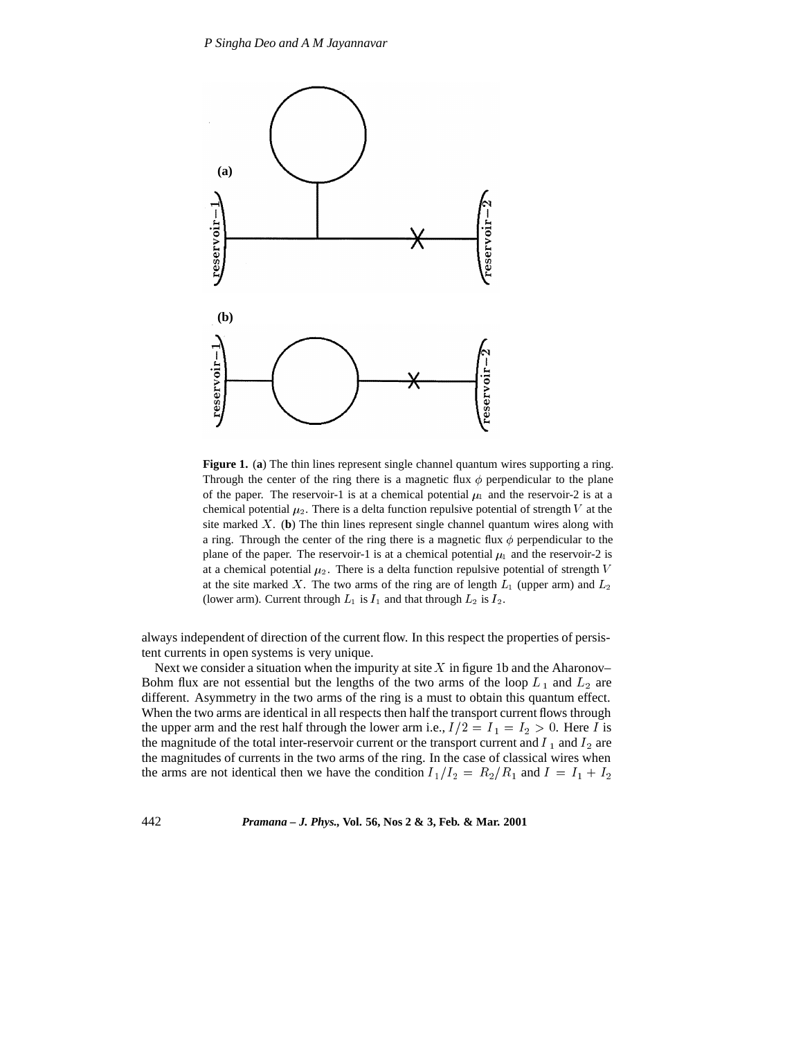**Figure 1.** (**a**) The thin lines represent single channel quantum wires supporting a ring. Through the center of the ring there is a magnetic flux $\phi$ perpendicular to the plane of the paper. The reservoir-1 is at a chemical potential $\mu_1$ and the reservoir-2 is at a chemical potential $\mu_2$. There is a delta function repulsive potential of strength $V$ at the site marked $X$. (**b**) The thin lines represent single channel quantum wires along with a ring. Through the center of the ring there is a magnetic flux $\phi$ perpendicular to the plane of the paper. The reservoir-1 is at a chemical potential $\mu_1$ and the reservoir-2 is at a chemical potential $\mu_2$. There is a delta function repulsive potential of strength $V$ at the site marked $X$. The two arms of the ring are of length $L_1$ (upper arm) and $L_2$ (lower arm). Current through $L_1$ is $I_1$ and that through $L_2$ is $I_2$.

always independent of direction of the current flow. In this respect the properties of persistent currents in open systems is very unique.

Next we consider a situation when the impurity at site $X$ in figure 1b and the Aharonov–Bohm flux are not essential but the lengths of the two arms of the loop $L_1$ and $L_2$ are different. Asymmetry in the two arms of the ring is a must to obtain this quantum effect. When the two arms are identical in all respects then half the transport current flows through the upper arm and the rest half through the lower arm i.e., $I/2 = I_1 = I_2 > 0$. Here $I$ is the magnitude of the total inter-reservoir current or the transport current and $I_1$ and $I_2$ are the magnitudes of currents in the two arms of the ring. In the case of classical wires when the arms are not identical then we have the condition $I_1/I_2 = R_2/R_1$ and $I = I_1 + I_2$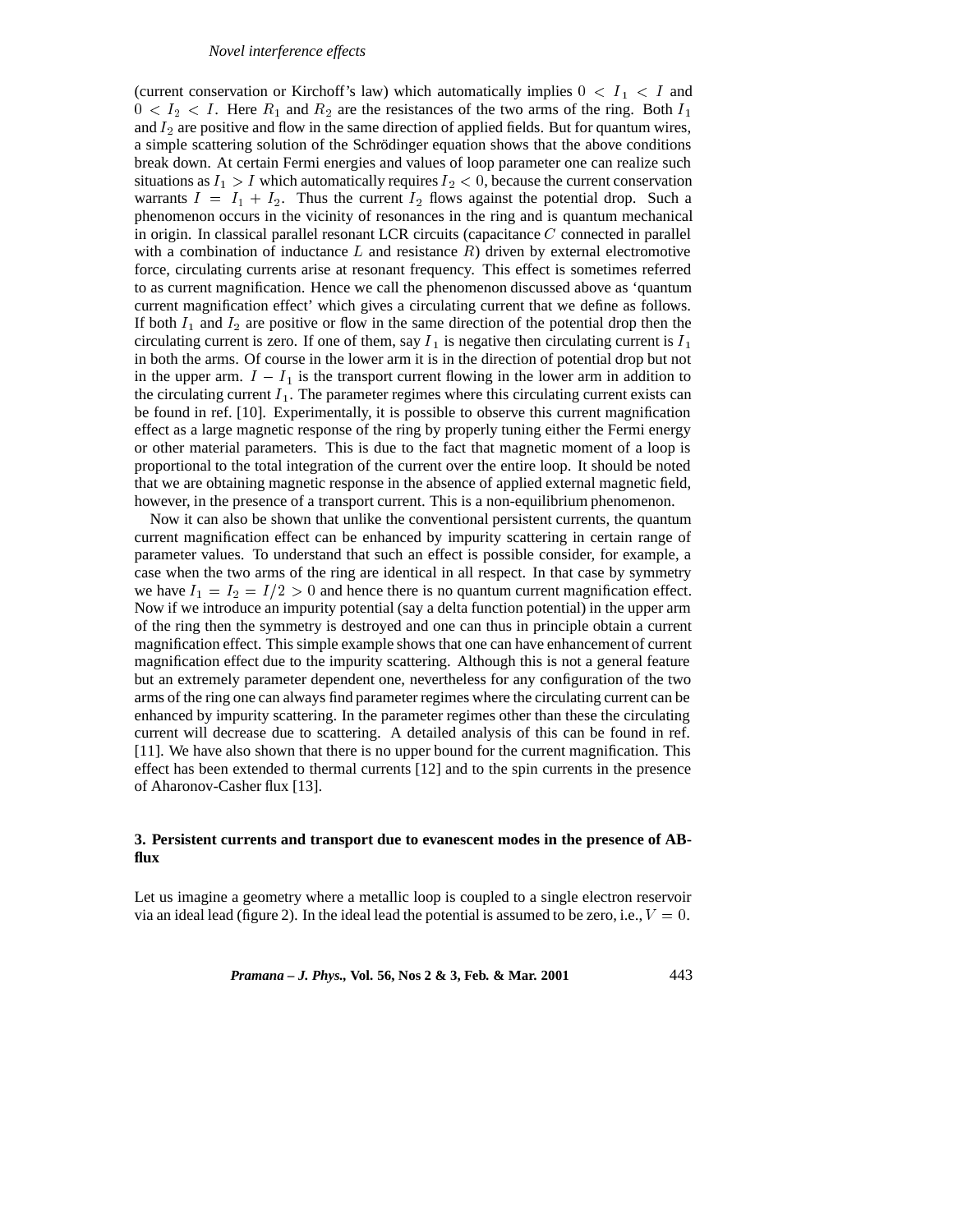(current conservation or Kirchoff's law) which automatically implies $0 < I_1 < I$ and $0 < I_2 < I$. Here $R_1$ and $R_2$ are the resistances of the two arms of the ring. Both $I_1$ and $I_2$ are positive and flow in the same direction of applied fields. But for quantum wires, a simple scattering solution of the Schrödinger equation shows that the above conditions break down. At certain Fermi energies and values of loop parameter one can realize such situations as $I_1 > I$ which automatically requires $I_2 < 0$, because the current conservation warrants $I = I_1 + I_2$. Thus the current $I_2$ flows against the potential drop. Such a phenomenon occurs in the vicinity of resonances in the ring and is quantum mechanical in origin. In classical parallel resonant LCR circuits (capacitance $C$ connected in parallel with a combination of inductance $L$ and resistance $R$) driven by external electromotive force, circulating currents arise at resonant frequency. This effect is sometimes referred to as current magnification. Hence we call the phenomenon discussed above as 'quantum current magnification effect' which gives a circulating current that we define as follows. If both $I_1$ and $I_2$ are positive or flow in the same direction of the potential drop then the circulating current is zero. If one of them, say $I_1$ is negative then circulating current is $I_1$ in both the arms. Of course in the lower arm it is in the direction of potential drop but not in the upper arm. $I - I_1$ is the transport current flowing in the lower arm in addition to the circulating current $I_1$. The parameter regimes where this circulating current exists can be found in ref. [10]. Experimentally, it is possible to observe this current magnification effect as a large magnetic response of the ring by properly tuning either the Fermi energy or other material parameters. This is due to the fact that magnetic moment of a loop is proportional to the total integration of the current over the entire loop. It should be noted that we are obtaining magnetic response in the absence of applied external magnetic field, however, in the presence of a transport current. This is a non-equilibrium phenomenon.

Now it can also be shown that unlike the conventional persistent currents, the quantum current magnification effect can be enhanced by impurity scattering in certain range of parameter values. To understand that such an effect is possible consider, for example, a case when the two arms of the ring are identical in all respect. In that case by symmetry we have $I_1 = I_2 = I/2 > 0$ and hence there is no quantum current magnification effect. Now if we introduce an impurity potential (say a delta function potential) in the upper arm of the ring then the symmetry is destroyed and one can thus in principle obtain a current magnification effect. This simple example shows that one can have enhancement of current magnification effect due to the impurity scattering. Although this is not a general feature but an extremely parameter dependent one, nevertheless for any configuration of the two arms of the ring one can always find parameter regimes where the circulating current can be enhanced by impurity scattering. In the parameter regimes other than these the circulating current will decrease due to scattering. A detailed analysis of this can be found in ref. [11]. We have also shown that there is no upper bound for the current magnification. This effect has been extended to thermal currents [12] and to the spin currents in the presence of Aharonov-Casher flux [13].

### 3. Persistent currents and transport due to evanescent modes in the presence of AB-flux

Let us imagine a geometry where a metallic loop is coupled to a single electron reservoir via an ideal lead (figure 2). In the ideal lead the potential is assumed to be zero, i.e., $V = 0$.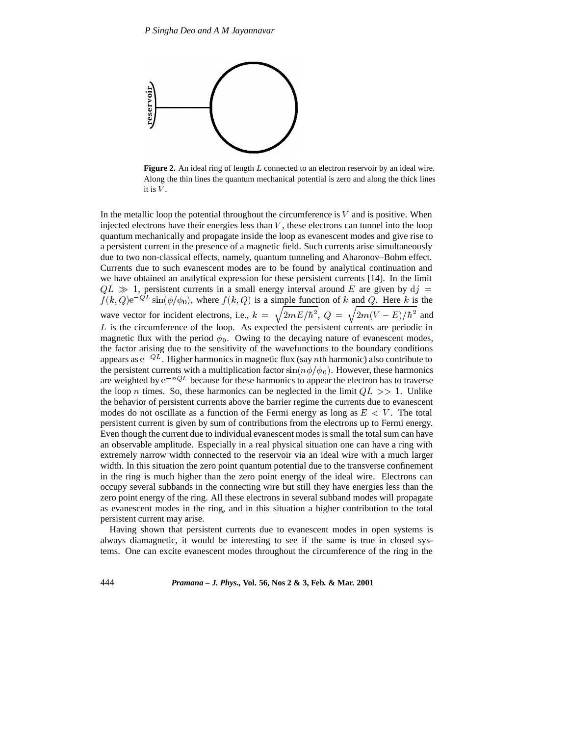**Figure 2.** An ideal ring of length $L$ connected to an electron reservoir by an ideal wire. Along the thin lines the quantum mechanical potential is zero and along the thick lines it is $V$.

In the metallic loop the potential throughout the circumference is $V$ and is positive. When injected electrons have their energies less than $V$, these electrons can tunnel into the loop quantum mechanically and propagate inside the loop as evanescent modes and give rise to a persistent current in the presence of a magnetic field. Such currents arise simultaneously due to two non-classical effects, namely, quantum tunneling and Aharonov–Bohm effect. Currents due to such evanescent modes are to be found by analytical continuation and we have obtained an analytical expression for these persistent currents [14]. In the limit $QL \gg 1$, persistent currents in a small energy interval around $E$ are given by $\mathrm{d}j = f(k,Q)\mathrm{e}^{-QL}\sin(\phi/\phi_0)$, where $f(k,Q)$ is a simple function of $k$ and $Q$. Here $k$ is the wave vector for incident electrons, i.e., $k = \sqrt{2mE/\hbar^2}$, $Q = \sqrt{2m(V-E)/\hbar^2}$ and $L$ is the circumference of the loop. As expected the persistent currents are periodic in magnetic flux with the period $\phi_0$. Owing to the decaying nature of evanescent modes, the factor arising due to the sensitivity of the wavefunctions to the boundary conditions appears as $\mathrm{e}^{-QL}$. Higher harmonics in magnetic flux (say $n$th harmonic) also contribute to the persistent currents with a multiplication factor $\sin(n\phi/\phi_0)$. However, these harmonics are weighted by $\mathrm{e}^{-nQL}$ because for these harmonics to appear the electron has to traverse the loop $n$ times. So, these harmonics can be neglected in the limit $QL >> 1$. Unlike the behavior of persistent currents above the barrier regime the currents due to evanescent modes do not oscillate as a function of the Fermi energy as long as $E < V$. The total persistent current is given by sum of contributions from the electrons up to Fermi energy. Even though the current due to individual evanescent modes is small the total sum can have an observable amplitude. Especially in a real physical situation one can have a ring with extremely narrow width connected to the reservoir via an ideal wire with a much larger width. In this situation the zero point quantum potential due to the transverse confinement in the ring is much higher than the zero point energy of the ideal wire. Electrons can occupy several subbands in the connecting wire but still they have energies less than the zero point energy of the ring. All these electrons in several subband modes will propagate as evanescent modes in the ring, and in this situation a higher contribution to the total persistent current may arise.

Having shown that persistent currents due to evanescent modes in open systems is always diamagnetic, it would be interesting to see if the same is true in closed systems. One can excite evanescent modes throughout the circumference of the ring in the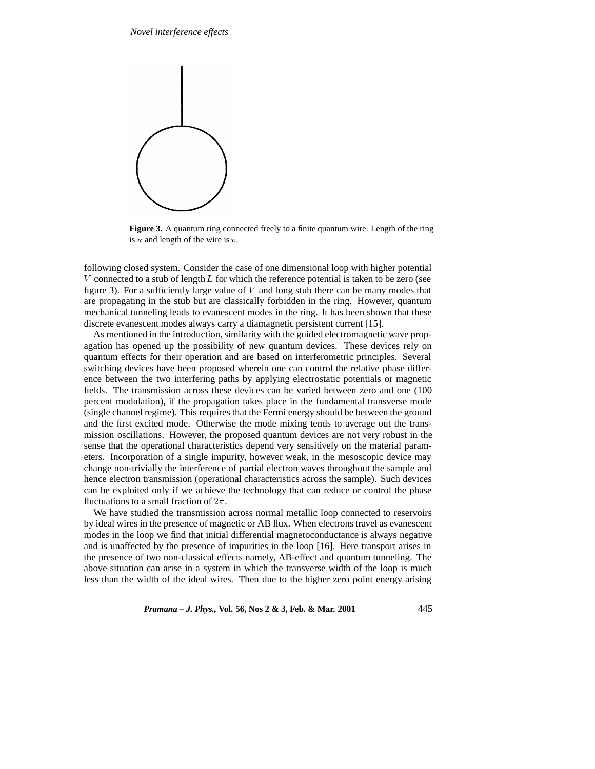**Figure 3.** A quantum ring connected freely to a finite quantum wire. Length of the ring is $u$ and length of the wire is $v$.

following closed system. Consider the case of one dimensional loop with higher potential $V$ connected to a stub of length $L$ for which the reference potential is taken to be zero (see figure 3). For a sufficiently large value of $V$ and long stub there can be many modes that are propagating in the stub but are classically forbidden in the ring. However, quantum mechanical tunneling leads to evanescent modes in the ring. It has been shown that these discrete evanescent modes always carry a diamagnetic persistent current [15].

As mentioned in the introduction, similarity with the guided electromagnetic wave propagation has opened up the possibility of new quantum devices. These devices rely on quantum effects for their operation and are based on interferometric principles. Several switching devices have been proposed wherein one can control the relative phase difference between the two interfering paths by applying electrostatic potentials or magnetic fields. The transmission across these devices can be varied between zero and one (100 percent modulation), if the propagation takes place in the fundamental transverse mode (single channel regime). This requires that the Fermi energy should be between the ground and the first excited mode. Otherwise the mode mixing tends to average out the transmission oscillations. However, the proposed quantum devices are not very robust in the sense that the operational characteristics depend very sensitively on the material parameters. Incorporation of a single impurity, however weak, in the mesoscopic device may change non-trivially the interference of partial electron waves throughout the sample and hence electron transmission (operational characteristics across the sample). Such devices can be exploited only if we achieve the technology that can reduce or control the phase fluctuations to a small fraction of $2\pi$.

We have studied the transmission across normal metallic loop connected to reservoirs by ideal wires in the presence of magnetic or AB flux. When electrons travel as evanescent modes in the loop we find that initial differential magnetoconductance is always negative and is unaffected by the presence of impurities in the loop [16]. Here transport arises in the presence of two non-classical effects namely, AB-effect and quantum tunneling. The above situation can arise in a system in which the transverse width of the loop is much less than the width of the ideal wires. Then due to the higher zero point energy arising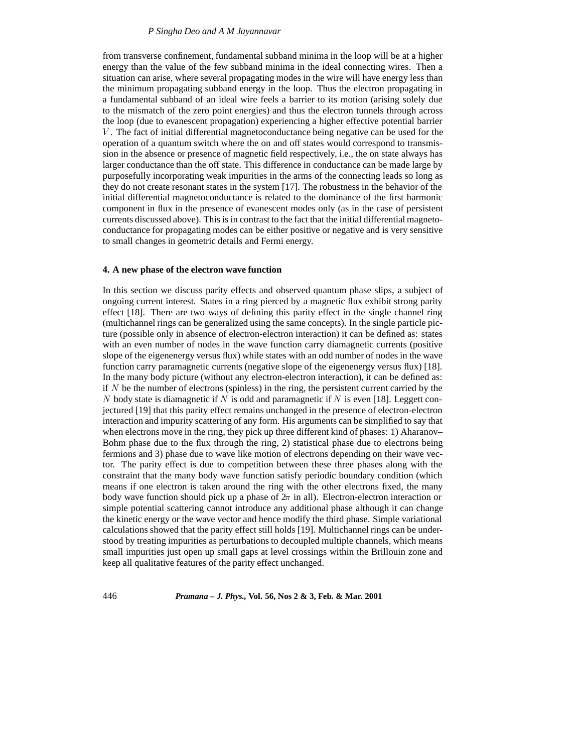from transverse confinement, fundamental subband minima in the loop will be at a higher energy than the value of the few subband minima in the ideal connecting wires. Then a situation can arise, where several propagating modes in the wire will have energy less than the minimum propagating subband energy in the loop. Thus the electron propagating in a fundamental subband of an ideal wire feels a barrier to its motion (arising solely due to the mismatch of the zero point energies) and thus the electron tunnels through across the loop (due to evanescent propagation) experiencing a higher effective potential barrier $V$. The fact of initial differential magnetoconductance being negative can be used for the operation of a quantum switch where the on and off states would correspond to transmission in the absence or presence of magnetic field respectively, i.e., the on state always has larger conductance than the off state. This difference in conductance can be made large by purposefully incorporating weak impurities in the arms of the connecting leads so long as they do not create resonant states in the system [17]. The robustness in the behavior of the initial differential magnetoconductance is related to the dominance of the first harmonic component in flux in the presence of evanescent modes only (as in the case of persistent currents discussed above). This is in contrast to the fact that the initial differential magnetoconductance for propagating modes can be either positive or negative and is very sensitive to small changes in geometric details and Fermi energy.

## 4. A new phase of the electron wave function

In this section we discuss parity effects and observed quantum phase slips, a subject of ongoing current interest. States in a ring pierced by a magnetic flux exhibit strong parity effect [18]. There are two ways of defining this parity effect in the single channel ring (multichannel rings can be generalized using the same concepts). In the single particle picture (possible only in absence of electron-electron interaction) it can be defined as: states with an even number of nodes in the wave function carry diamagnetic currents (positive slope of the eigenenergy versus flux) while states with an odd number of nodes in the wave function carry paramagnetic currents (negative slope of the eigenenergy versus flux) [18]. In the many body picture (without any electron-electron interaction), it can be defined as: if $N$ be the number of electrons (spinless) in the ring, the persistent current carried by the $N$ body state is diamagnetic if $N$ is odd and paramagnetic if $N$ is even [18]. Leggett conjectured [19] that this parity effect remains unchanged in the presence of electron-electron interaction and impurity scattering of any form. His arguments can be simplified to say that when electrons move in the ring, they pick up three different kind of phases: 1) Aharanov–Bohm phase due to the flux through the ring, 2) statistical phase due to electrons being fermions and 3) phase due to wave like motion of electrons depending on their wave vector. The parity effect is due to competition between these three phases along with the constraint that the many body wave function satisfy periodic boundary condition (which means if one electron is taken around the ring with the other electrons fixed, the many body wave function should pick up a phase of $2\pi$ in all). Electron-electron interaction or simple potential scattering cannot introduce any additional phase although it can change the kinetic energy or the wave vector and hence modify the third phase. Simple variational calculations showed that the parity effect still holds [19]. Multichannel rings can be understood by treating impurities as perturbations to decoupled multiple channels, which means small impurities just open up small gaps at level crossings within the Brillouin zone and keep all qualitative features of the parity effect unchanged.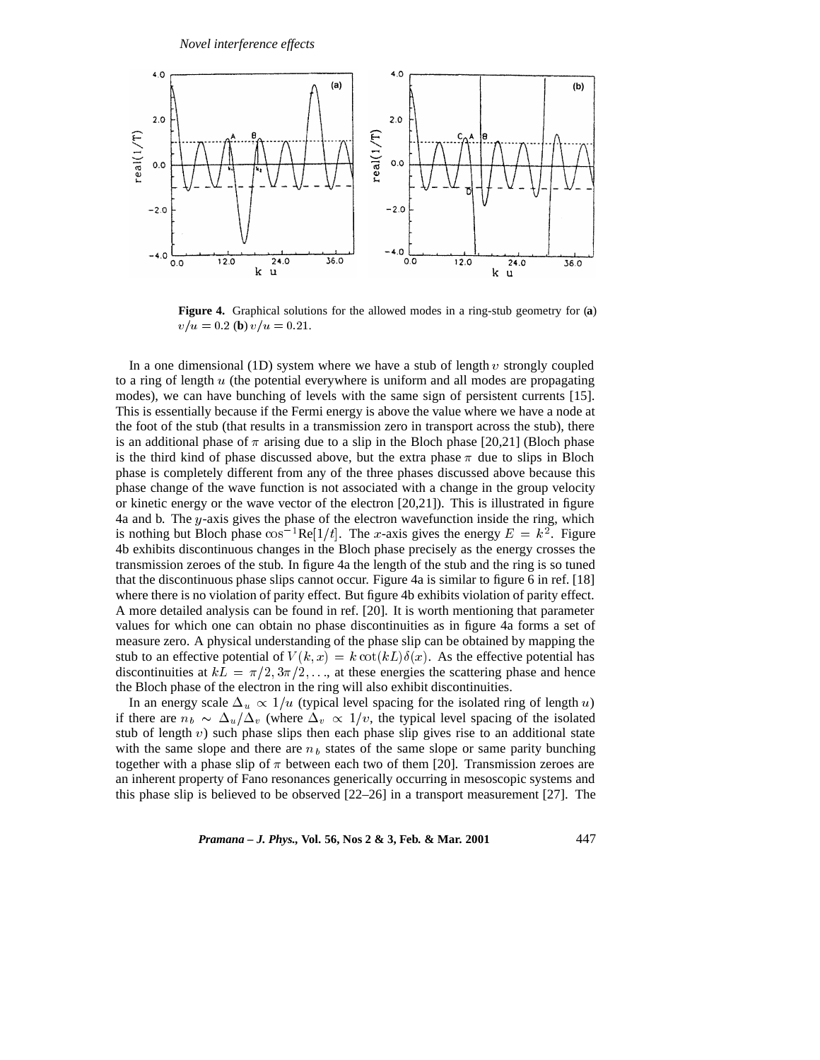**Figure 4.** Graphical solutions for the allowed modes in a ring-stub geometry for (**a**) $v/u = 0.2$ (**b**) $v/u = 0.21$.

In a one dimensional (1D) system where we have a stub of length $v$ strongly coupled to a ring of length $u$ (the potential everywhere is uniform and all modes are propagating modes), we can have bunching of levels with the same sign of persistent currents [15]. This is essentially because if the Fermi energy is above the value where we have a node at the foot of the stub (that results in a transmission zero in transport across the stub), there is an additional phase of $\pi$ arising due to a slip in the Bloch phase [20,21] (Bloch phase is the third kind of phase discussed above, but the extra phase $\pi$ due to slips in Bloch phase is completely different from any of the three phases discussed above because this phase change of the wave function is not associated with a change in the group velocity or kinetic energy or the wave vector of the electron [20,21]). This is illustrated in figure 4a and b. The $y$-axis gives the phase of the electron wavefunction inside the ring, which is nothing but Bloch phase $\cos^{-1}\mathrm{Re}[1/t]$. The $x$-axis gives the energy $E = k^2$. Figure 4b exhibits discontinuous changes in the Bloch phase precisely as the energy crosses the transmission zeroes of the stub. In figure 4a the length of the stub and the ring is so tuned that the discontinuous phase slips cannot occur. Figure 4a is similar to figure 6 in ref. [18] where there is no violation of parity effect. But figure 4b exhibits violation of parity effect. A more detailed analysis can be found in ref. [20]. It is worth mentioning that parameter values for which one can obtain no phase discontinuities as in figure 4a forms a set of measure zero. A physical understanding of the phase slip can be obtained by mapping the stub to an effective potential of $V(k,x) = k\cot(kL)\delta(x)$. As the effective potential has discontinuities at $kL = \pi/2, 3\pi/2, \ldots$, at these energies the scattering phase and hence the Bloch phase of the electron in the ring will also exhibit discontinuities.

In an energy scale $\Delta_u \propto 1/u$ (typical level spacing for the isolated ring of length $u$) if there are $n_b \sim \Delta_u/\Delta_v$ (where $\Delta_v \propto 1/v$, the typical level spacing of the isolated stub of length $v$) such phase slips then each phase slip gives rise to an additional state with the same slope and there are $n_b$ states of the same slope or same parity bunching together with a phase slip of $\pi$ between each two of them [20]. Transmission zeroes are an inherent property of Fano resonances generically occurring in mesoscopic systems and this phase slip is believed to be observed [22–26] in a transport measurement [27]. The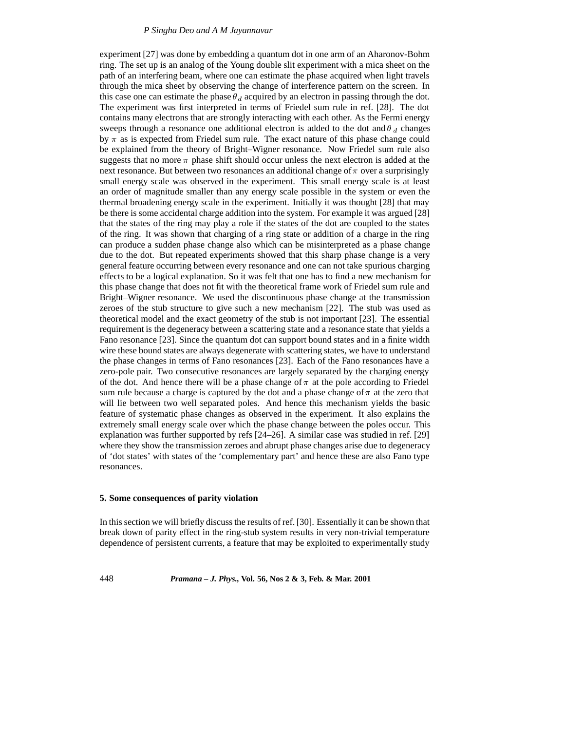experiment [27] was done by embedding a quantum dot in one arm of an Aharonov-Bohm ring. The set up is an analog of the Young double slit experiment with a mica sheet on the path of an interfering beam, where one can estimate the phase acquired when light travels through the mica sheet by observing the change of interference pattern on the screen. In this case one can estimate the phase $\theta_d$ acquired by an electron in passing through the dot. The experiment was first interpreted in terms of Friedel sum rule in ref. [28]. The dot contains many electrons that are strongly interacting with each other. As the Fermi energy sweeps through a resonance one additional electron is added to the dot and $\theta_d$ changes by $\pi$ as is expected from Friedel sum rule. The exact nature of this phase change could be explained from the theory of Bright–Wigner resonance. Now Friedel sum rule also suggests that no more $\pi$ phase shift should occur unless the next electron is added at the next resonance. But between two resonances an additional change of $\pi$ over a surprisingly small energy scale was observed in the experiment. This small energy scale is at least an order of magnitude smaller than any energy scale possible in the system or even the thermal broadening energy scale in the experiment. Initially it was thought [28] that may be there is some accidental charge addition into the system. For example it was argued [28] that the states of the ring may play a role if the states of the dot are coupled to the states of the ring. It was shown that charging of a ring state or addition of a charge in the ring can produce a sudden phase change also which can be misinterpreted as a phase change due to the dot. But repeated experiments showed that this sharp phase change is a very general feature occurring between every resonance and one can not take spurious charging effects to be a logical explanation. So it was felt that one has to find a new mechanism for this phase change that does not fit with the theoretical frame work of Friedel sum rule and Bright–Wigner resonance. We used the discontinuous phase change at the transmission zeroes of the stub structure to give such a new mechanism [22]. The stub was used as theoretical model and the exact geometry of the stub is not important [23]. The essential requirement is the degeneracy between a scattering state and a resonance state that yields a Fano resonance [23]. Since the quantum dot can support bound states and in a finite width wire these bound states are always degenerate with scattering states, we have to understand the phase changes in terms of Fano resonances [23]. Each of the Fano resonances have a zero-pole pair. Two consecutive resonances are largely separated by the charging energy of the dot. And hence there will be a phase change of $\pi$ at the pole according to Friedel sum rule because a charge is captured by the dot and a phase change of $\pi$ at the zero that will lie between two well separated poles. And hence this mechanism yields the basic feature of systematic phase changes as observed in the experiment. It also explains the extremely small energy scale over which the phase change between the poles occur. This explanation was further supported by refs [24–26]. A similar case was studied in ref. [29] where they show the transmission zeroes and abrupt phase changes arise due to degeneracy of 'dot states' with states of the 'complementary part' and hence these are also Fano type resonances.

## 5. Some consequences of parity violation

In this section we will briefly discuss the results of ref. [30]. Essentially it can be shown that break down of parity effect in the ring-stub system results in very non-trivial temperature dependence of persistent currents, a feature that may be exploited to experimentally study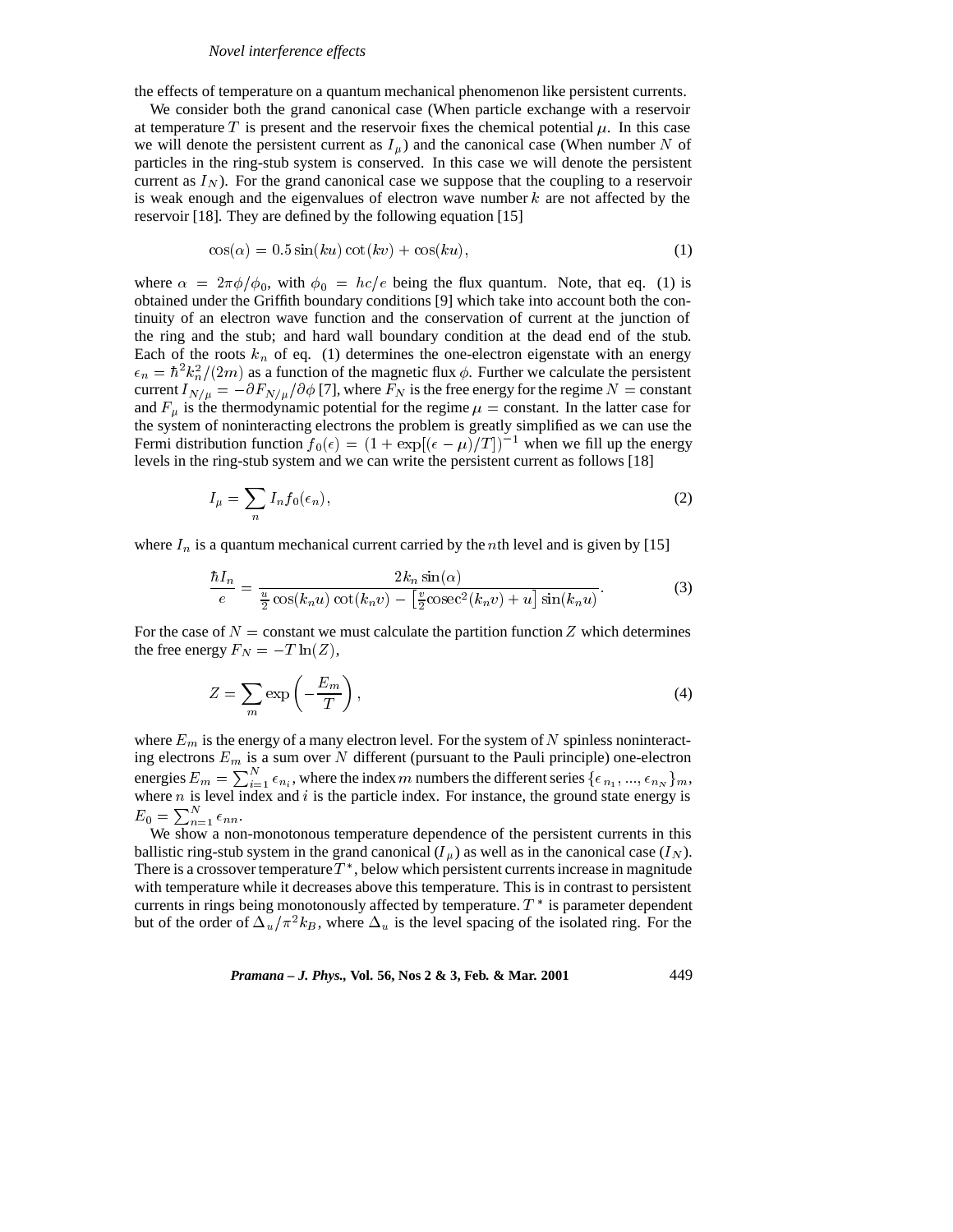the effects of temperature on a quantum mechanical phenomenon like persistent currents.

We consider both the grand canonical case (When particle exchange with a reservoir at temperature $T$ is present and the reservoir fixes the chemical potential $\mu$. In this case we will denote the persistent current as $I_\mu$) and the canonical case (When number $N$ of particles in the ring-stub system is conserved. In this case we will denote the persistent current as $I_N$). For the grand canonical case we suppose that the coupling to a reservoir is weak enough and the eigenvalues of electron wave number $k$ are not affected by the reservoir [18]. They are defined by the following equation [15]

$$\cos(\alpha) = 0.5\sin(ku)\cot(kv) + \cos(ku), \tag{1}$$

where $\alpha = 2\pi\phi/\phi_0$, with $\phi_0 = hc/e$ being the flux quantum. Note, that eq. (1) is obtained under the Griffith boundary conditions [9] which take into account both the continuity of an electron wave function and the conservation of current at the junction of the ring and the stub; and hard wall boundary condition at the dead end of the stub. Each of the roots $k_n$ of eq. (1) determines the one-electron eigenstate with an energy $\epsilon_n = \hbar^2 k_n^2/(2m)$ as a function of the magnetic flux $\phi$. Further we calculate the persistent current $I_{N/\mu} = -\partial F_{N/\mu}/\partial\phi$ [7], where $F_N$ is the free energy for the regime $N =$ constant and $F_\mu$ is the thermodynamic potential for the regime $\mu =$ constant. In the latter case for the system of noninteracting electrons the problem is greatly simplified as we can use the Fermi distribution function $f_0(\epsilon) = (1 + \exp[(\epsilon - \mu)/T])^{-1}$ when we fill up the energy levels in the ring-stub system and we can write the persistent current as follows [18]

$$I_\mu = \sum_n I_n f_0(\epsilon_n), \tag{2}$$

where $I_n$ is a quantum mechanical current carried by the $n$th level and is given by [15]

$$\frac{\hbar I_n}{e} = \frac{2k_n\sin(\alpha)}{\frac{u}{2}\cos(k_n u)\cot(k_n v) - \left[\frac{v}{2}\mathrm{cosec}^2(k_n v) + u\right]\sin(k_n u)}. \tag{3}$$

For the case of $N =$ constant we must calculate the partition function $Z$ which determines the free energy $F_N = -T\ln(Z)$,

$$Z = \sum_m \exp\left(-\frac{E_m}{T}\right), \tag{4}$$

where $E_m$ is the energy of a many electron level. For the system of $N$ spinless noninteracting electrons $E_m$ is a sum over $N$ different (pursuant to the Pauli principle) one-electron energies $E_m = \sum_{i=1}^{N}\epsilon_{n_i}$, where the index $m$ numbers the different series $\{\epsilon_{n_1}, ..., \epsilon_{n_N}\}_m$, where $n$ is level index and $i$ is the particle index. For instance, the ground state energy is $E_0 = \sum_{n=1}^{N}\epsilon_{nn}$.

We show a non-monotonous temperature dependence of the persistent currents in this ballistic ring-stub system in the grand canonical ($I_\mu$) as well as in the canonical case ($I_N$). There is a crossover temperature $T^*$, below which persistent currents increase in magnitude with temperature while it decreases above this temperature. This is in contrast to persistent currents in rings being monotonously affected by temperature. $T^*$ is parameter dependent but of the order of $\Delta_u/\pi^2 k_B$, where $\Delta_u$ is the level spacing of the isolated ring. For the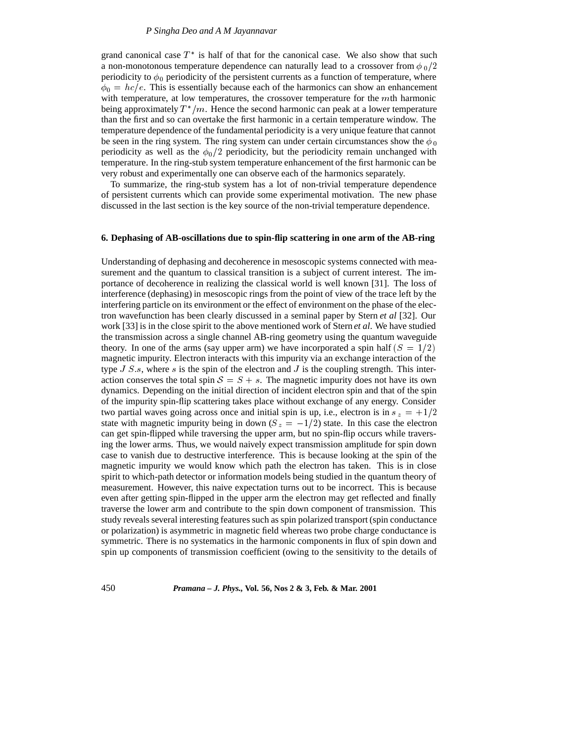grand canonical case $T^*$ is half of that for the canonical case. We also show that such a non-monotonous temperature dependence can naturally lead to a crossover from $\phi_0/2$ periodicity to $\phi_0$ periodicity of the persistent currents as a function of temperature, where $\phi_0 = hc/e$. This is essentially because each of the harmonics can show an enhancement with temperature, at low temperatures, the crossover temperature for the $m$th harmonic being approximately $T^*/m$. Hence the second harmonic can peak at a lower temperature than the first and so can overtake the first harmonic in a certain temperature window. The temperature dependence of the fundamental periodicity is a very unique feature that cannot be seen in the ring system. The ring system can under certain circumstances show the $\phi_0$ periodicity as well as the $\phi_0/2$ periodicity, but the periodicity remain unchanged with temperature. In the ring-stub system temperature enhancement of the first harmonic can be very robust and experimentally one can observe each of the harmonics separately.

To summarize, the ring-stub system has a lot of non-trivial temperature dependence of persistent currents which can provide some experimental motivation. The new phase discussed in the last section is the key source of the non-trivial temperature dependence.

## 6. Dephasing of AB-oscillations due to spin-flip scattering in one arm of the AB-ring

Understanding of dephasing and decoherence in mesoscopic systems connected with measurement and the quantum to classical transition is a subject of current interest. The importance of decoherence in realizing the classical world is well known [31]. The loss of interference (dephasing) in mesoscopic rings from the point of view of the trace left by the interfering particle on its environment or the effect of environment on the phase of the electron wavefunction has been clearly discussed in a seminal paper by Stern *et al* [32]. Our work [33] is in the close spirit to the above mentioned work of Stern *et al*. We have studied the transmission across a single channel AB-ring geometry using the quantum waveguide theory. In one of the arms (say upper arm) we have incorporated a spin half $(S = 1/2)$ magnetic impurity. Electron interacts with this impurity via an exchange interaction of the type $J\, S.s$, where $s$ is the spin of the electron and $J$ is the coupling strength. This interaction conserves the total spin $\mathcal{S} = S + s$. The magnetic impurity does not have its own dynamics. Depending on the initial direction of incident electron spin and that of the spin of the impurity spin-flip scattering takes place without exchange of any energy. Consider two partial waves going across once and initial spin is up, i.e., electron is in $s_z = +1/2$ state with magnetic impurity being in down ($S_z = -1/2$) state. In this case the electron can get spin-flipped while traversing the upper arm, but no spin-flip occurs while traversing the lower arms. Thus, we would naively expect transmission amplitude for spin down case to vanish due to destructive interference. This is because looking at the spin of the magnetic impurity we would know which path the electron has taken. This is in close spirit to which-path detector or information models being studied in the quantum theory of measurement. However, this naive expectation turns out to be incorrect. This is because even after getting spin-flipped in the upper arm the electron may get reflected and finally traverse the lower arm and contribute to the spin down component of transmission. This study reveals several interesting features such as spin polarized transport (spin conductance or polarization) is asymmetric in magnetic field whereas two probe charge conductance is symmetric. There is no systematics in the harmonic components in flux of spin down and spin up components of transmission coefficient (owing to the sensitivity to the details of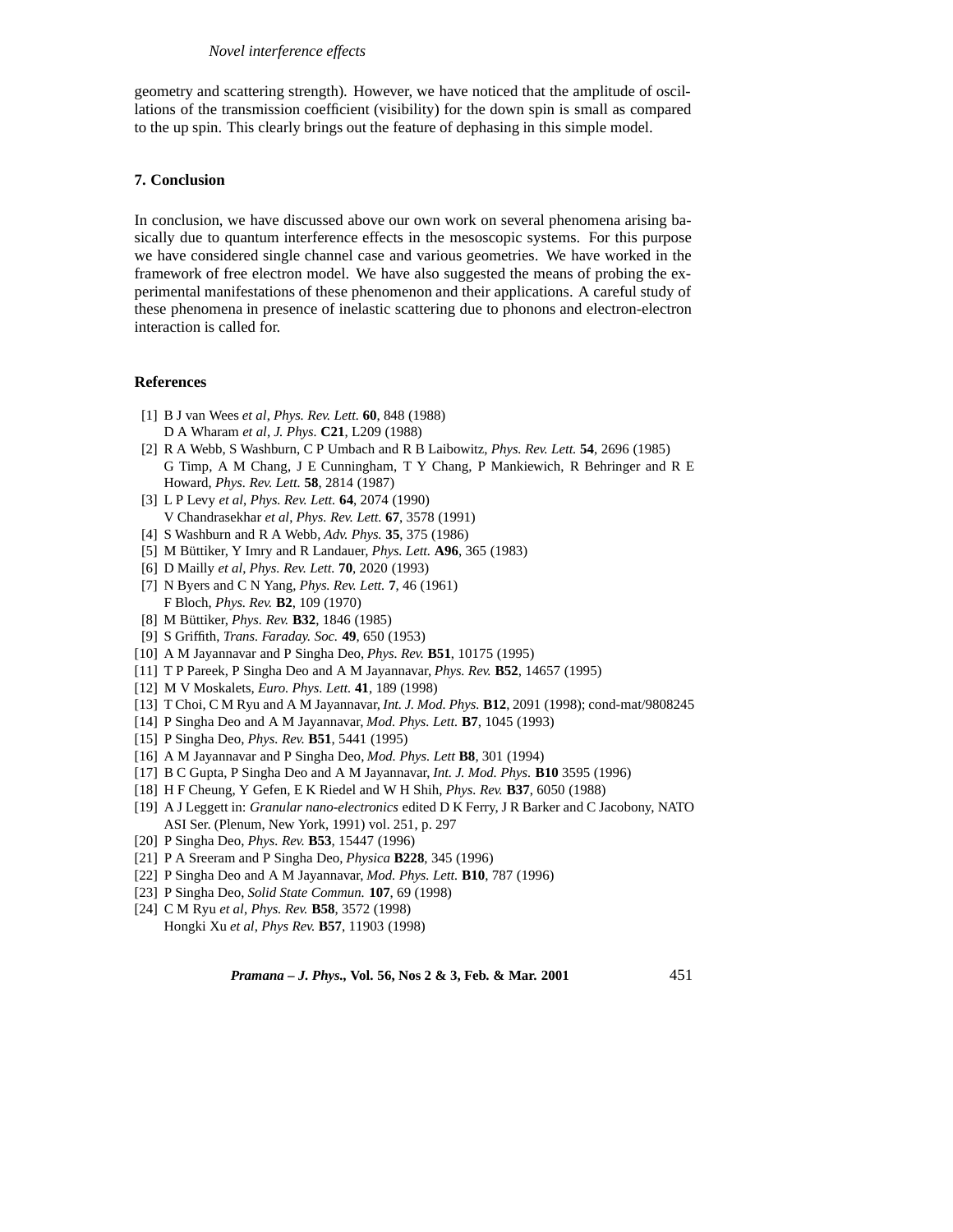geometry and scattering strength). However, we have noticed that the amplitude of oscillations of the transmission coefficient (visibility) for the down spin is small as compared to the up spin. This clearly brings out the feature of dephasing in this simple model.

## 7. Conclusion

In conclusion, we have discussed above our own work on several phenomena arising basically due to quantum interference effects in the mesoscopic systems. For this purpose we have considered single channel case and various geometries. We have worked in the framework of free electron model. We have also suggested the means of probing the experimental manifestations of these phenomenon and their applications. A careful study of these phenomena in presence of inelastic scattering due to phonons and electron-electron interaction is called for.

## References

[1] B J van Wees *et al*, *Phys. Rev. Lett.* **60**, 848 (1988)
D A Wharam *et al*, *J. Phys.* **C21**, L209 (1988)

[2] R A Webb, S Washburn, C P Umbach and R B Laibowitz, *Phys. Rev. Lett.* **54**, 2696 (1985)
G Timp, A M Chang, J E Cunningham, T Y Chang, P Mankiewich, R Behringer and R E Howard, *Phys. Rev. Lett.* **58**, 2814 (1987)

[3] L P Levy *et al*, *Phys. Rev. Lett.* **64**, 2074 (1990)
V Chandrasekhar *et al*, *Phys. Rev. Lett.* **67**, 3578 (1991)

[4] S Washburn and R A Webb, *Adv. Phys.* **35**, 375 (1986)

[5] M Büttiker, Y Imry and R Landauer, *Phys. Lett.* **A96**, 365 (1983)

[6] D Mailly *et al*, *Phys. Rev. Lett.* **70**, 2020 (1993)

[7] N Byers and C N Yang, *Phys. Rev. Lett.* **7**, 46 (1961)
F Bloch, *Phys. Rev.* **B2**, 109 (1970)

[8] M Büttiker, *Phys. Rev.* **B32**, 1846 (1985)

[9] S Griffith, *Trans. Faraday. Soc.* **49**, 650 (1953)

[10] A M Jayannavar and P Singha Deo, *Phys. Rev.* **B51**, 10175 (1995)

[11] T P Pareek, P Singha Deo and A M Jayannavar, *Phys. Rev.* **B52**, 14657 (1995)

[12] M V Moskalets, *Euro. Phys. Lett.* **41**, 189 (1998)

[13] T Choi, C M Ryu and A M Jayannavar, *Int. J. Mod. Phys.* **B12**, 2091 (1998); cond-mat/9808245

[14] P Singha Deo and A M Jayannavar, *Mod. Phys. Lett.* **B7**, 1045 (1993)

[15] P Singha Deo, *Phys. Rev.* **B51**, 5441 (1995)

[16] A M Jayannavar and P Singha Deo, *Mod. Phys. Lett* **B8**, 301 (1994)

[17] B C Gupta, P Singha Deo and A M Jayannavar, *Int. J. Mod. Phys.* **B10** 3595 (1996)

[18] H F Cheung, Y Gefen, E K Riedel and W H Shih, *Phys. Rev.* **B37**, 6050 (1988)

[19] A J Leggett in: *Granular nano-electronics* edited D K Ferry, J R Barker and C Jacobony, NATO ASI Ser. (Plenum, New York, 1991) vol. 251, p. 297

[20] P Singha Deo, *Phys. Rev.* **B53**, 15447 (1996)

[21] P A Sreeram and P Singha Deo, *Physica* **B228**, 345 (1996)

[22] P Singha Deo and A M Jayannavar, *Mod. Phys. Lett.* **B10**, 787 (1996)

[23] P Singha Deo, *Solid State Commun.* **107**, 69 (1998)

[24] C M Ryu *et al*, *Phys. Rev.* **B58**, 3572 (1998)
Hongki Xu *et al*, *Phys Rev.* **B57**, 11903 (1998)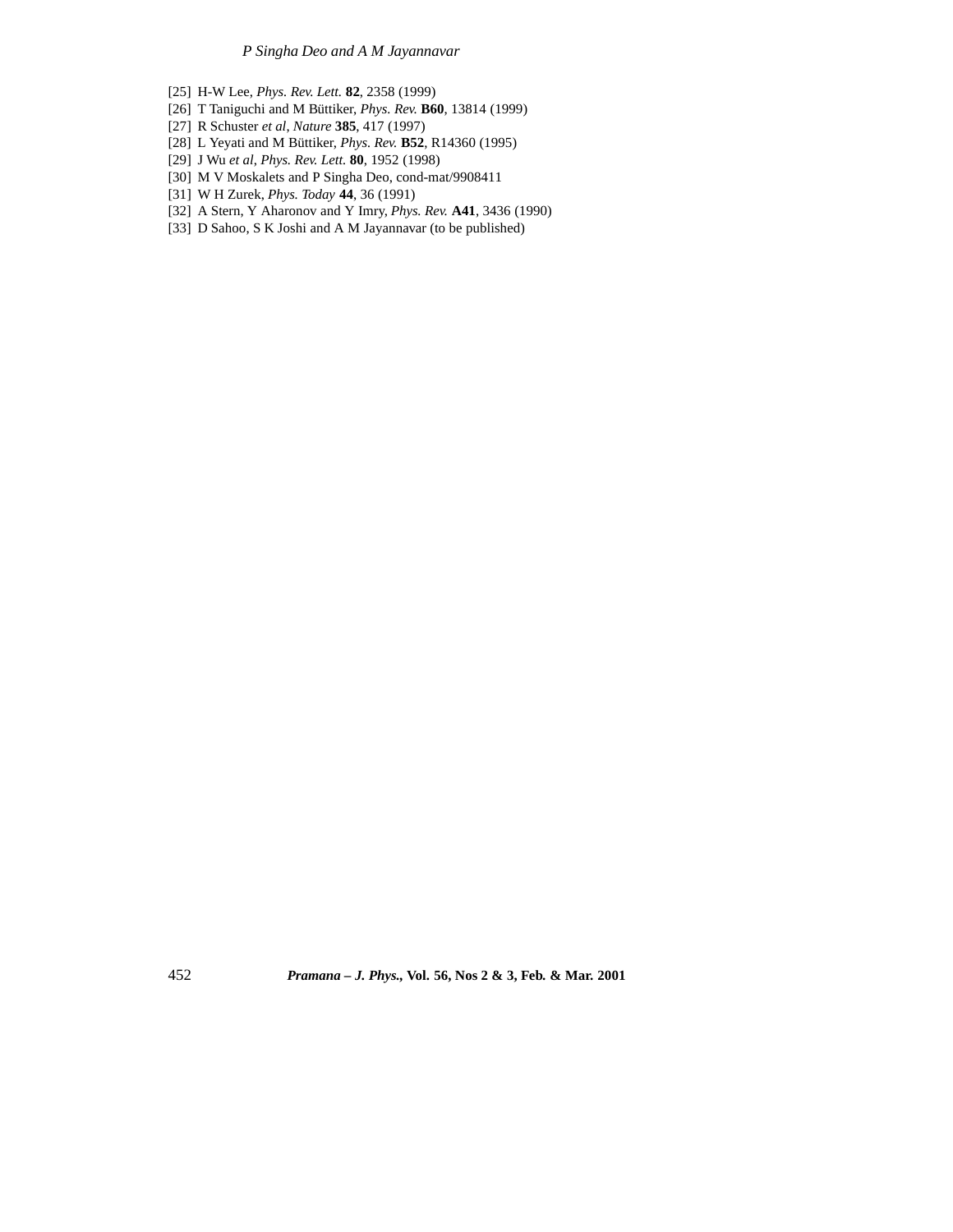[25] H-W Lee, *Phys. Rev. Lett.* **82**, 2358 (1999)
[26] T Taniguchi and M Büttiker, *Phys. Rev.* **B60**, 13814 (1999)
[27] R Schuster *et al*, *Nature* **385**, 417 (1997)
[28] L Yeyati and M Büttiker, *Phys. Rev.* **B52**, R14360 (1995)
[29] J Wu *et al*, *Phys. Rev. Lett.* **80**, 1952 (1998)
[30] M V Moskalets and P Singha Deo, cond-mat/9908411
[31] W H Zurek, *Phys. Today* **44**, 36 (1991)
[32] A Stern, Y Aharonov and Y Imry, *Phys. Rev.* **A41**, 3436 (1990)
[33] D Sahoo, S K Joshi and A M Jayannavar (to be published)